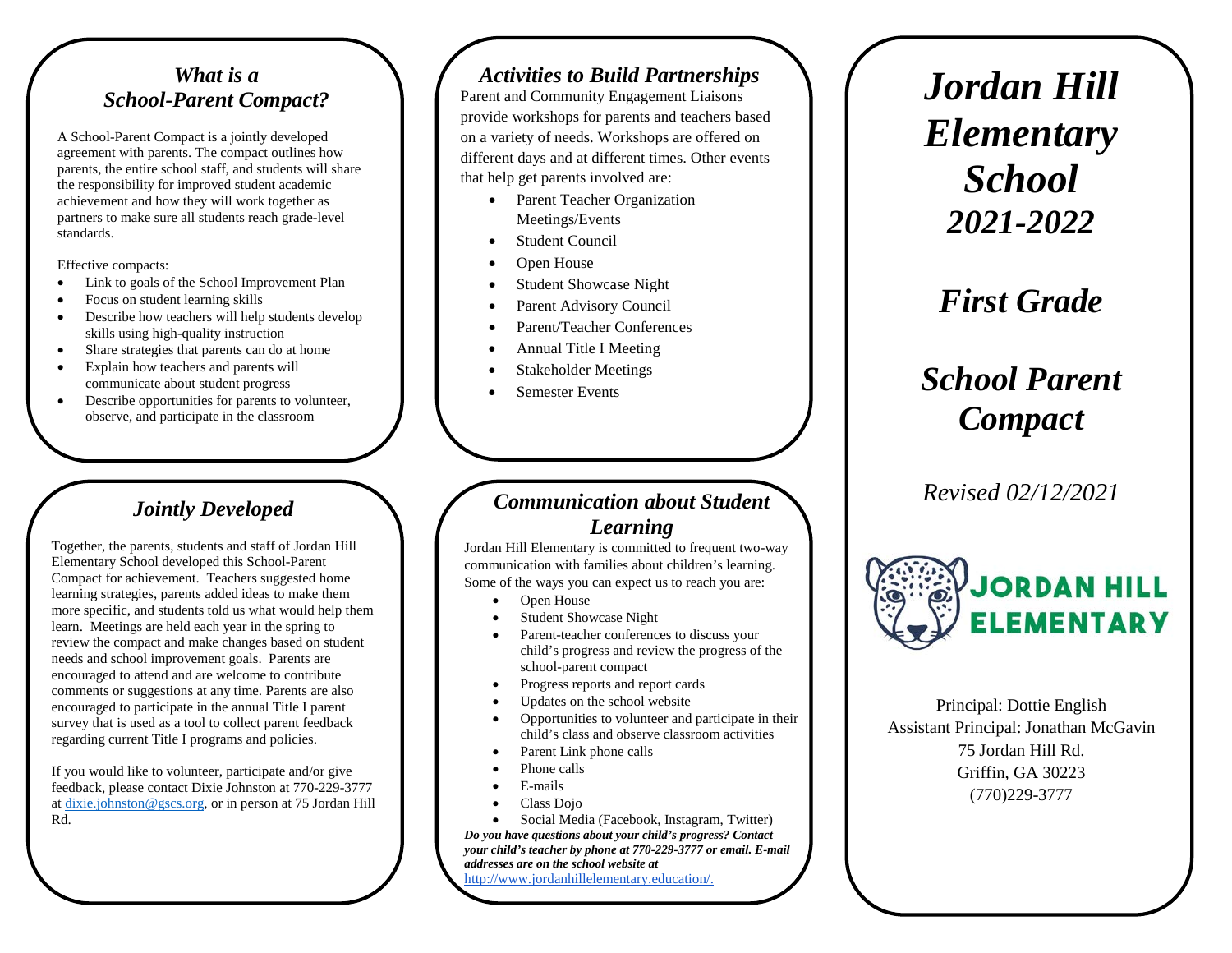## *What is a School-Parent Compact?*

A School-Parent Compact is a jointly developed agreement with parents. The compact outlines how parents, the entire school staff, and students will share the responsibility for improved student academic achievement and how they will work together as partners to make sure all students reach grade-level standards.

Effective compacts:

- Link to goals of the School Improvement Plan
- Focus on student learning skills
- Describe how teachers will help students develop skills using high-quality instruction
- Share strategies that parents can do at home
- Explain how teachers and parents will communicate about student progress
- Describe opportunities for parents to volunteer, observe, and participate in the classroom

## *Jointly Developed*

Together, the parents, students and staff of Jordan Hill Elementary School developed this School-Parent Compact for achievement. Teachers suggested home learning strategies, parents added ideas to make them more specific, and students told us what would help them learn. Meetings are held each year in the spring to review the compact and make changes based on student needs and school improvement goals. Parents are encouraged to attend and are welcome to contribute comments or suggestions at any time. Parents are also encouraged to participate in the annual Title I parent survey that is used as a tool to collect parent feedback regarding current Title I programs and policies.

If you would like to volunteer, participate and/or give feedback, please contact Dixie Johnston at 770-229-3777 at dixie.johnston@gscs.org, or in person at 75 Jordan Hill Rd.

## *Activities to Build Partnerships*

Parent and Community Engagement Liaisons provide workshops for parents and teachers based on a variety of needs. Workshops are offered on different days and at different times. Other events that help get parents involved are:

- Parent Teacher Organization Meetings/Events
- Student Council
- Open House
- Student Showcase Night
- Parent Advisory Council
- Parent/Teacher Conferences
- Annual Title I Meeting
- Stakeholder Meetings
- Semester Events

## *Communication about Student Learning*

Jordan Hill Elementary is committed to frequent two-way communication with families about children's learning. Some of the ways you can expect us to reach you are:

- Open House
- Student Showcase Night
- Parent-teacher conferences to discuss your child's progress and review the progress of the school-parent compact
- Progress reports and report cards
- Updates on the school website
- Opportunities to volunteer and participate in their child's class and observe classroom activities
- Parent Link phone calls
- Phone calls
- E-mails
- Class Dojo
- Social Media (Facebook, Instagram, Twitter)

***Do you have questions about your child's progress? Contact your child's teacher by phone at 770-229-3777 or email. E-mail addresses are on the school website at*** http://www.jordanhillelementary.education/.

# *Jordan Hill Elementary School 2021-2022*

# *First Grade*

# *School Parent Compact*

*Revised 02/12/2021*

JORDAN HILL ELEMENTARY

Principal: Dottie English
Assistant Principal: Jonathan McGavin
75 Jordan Hill Rd.
Griffin, GA 30223
(770)229-3777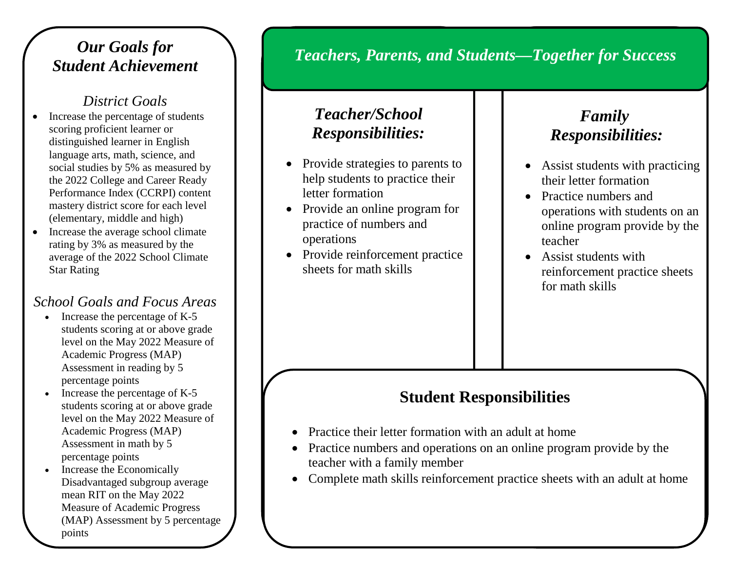# *Our Goals for Student Achievement*

## *District Goals*

- Increase the percentage of students scoring proficient learner or distinguished learner in English language arts, math, science, and social studies by 5% as measured by the 2022 College and Career Ready Performance Index (CCRPI) content mastery district score for each level (elementary, middle and high)
- Increase the average school climate rating by 3% as measured by the average of the 2022 School Climate Star Rating

## *School Goals and Focus Areas*

- Increase the percentage of K-5 students scoring at or above grade level on the May 2022 Measure of Academic Progress (MAP) Assessment in reading by 5 percentage points
- Increase the percentage of K-5 students scoring at or above grade level on the May 2022 Measure of Academic Progress (MAP) Assessment in math by 5 percentage points
- Increase the Economically Disadvantaged subgroup average mean RIT on the May 2022 Measure of Academic Progress (MAP) Assessment by 5 percentage points

# *Teachers, Parents, and Students—Together for Success*

## *Teacher/School Responsibilities:*

- Provide strategies to parents to help students to practice their letter formation
- Provide an online program for practice of numbers and operations
- Provide reinforcement practice sheets for math skills

## *Family Responsibilities:*

- Assist students with practicing their letter formation
- Practice numbers and operations with students on an online program provide by the teacher
- Assist students with reinforcement practice sheets for math skills

## Student Responsibilities

- Practice their letter formation with an adult at home
- Practice numbers and operations on an online program provide by the teacher with a family member
- Complete math skills reinforcement practice sheets with an adult at home